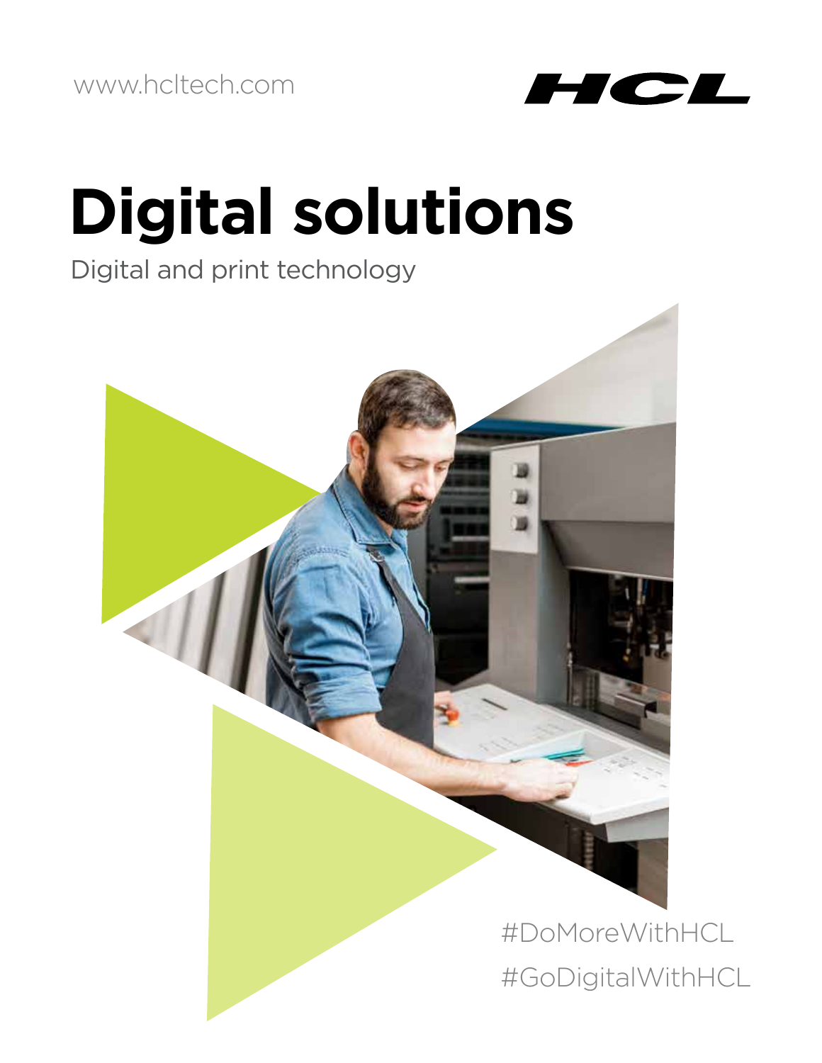www.hcltech.com

HCL

# Digital solutions

Digital and print technology

#DoMoreWithHCL

#GoDigitalWithHCL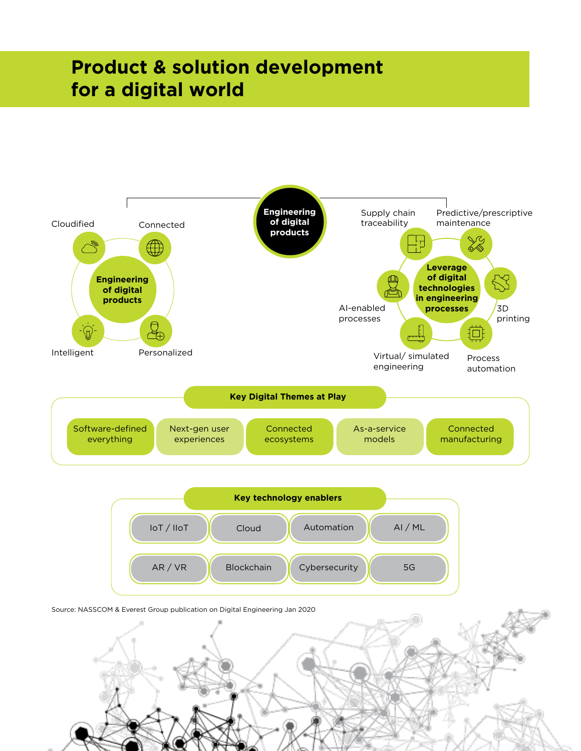# Product & solution development for a digital world

**Engineering of digital products**

**Engineering of digital products**

- Cloudified
- Connected
- Intelligent
- Personalized

**Leverage of digital technologies in engineering processes**

- Supply chain traceability
- Predictive/prescriptive maintenance
- 3D printing
- Process automation
- Virtual/ simulated engineering
- AI-enabled processes

**Key Digital Themes at Play**

- Software-defined everything
- Next-gen user experiences
- Connected ecosystems
- As-a-service models
- Connected manufacturing

**Key technology enablers**

- IoT / IIoT
- Cloud
- Automation
- AI / ML
- AR / VR
- Blockchain
- Cybersecurity
- 5G

Source: NASSCOM & Everest Group publication on Digital Engineering Jan 2020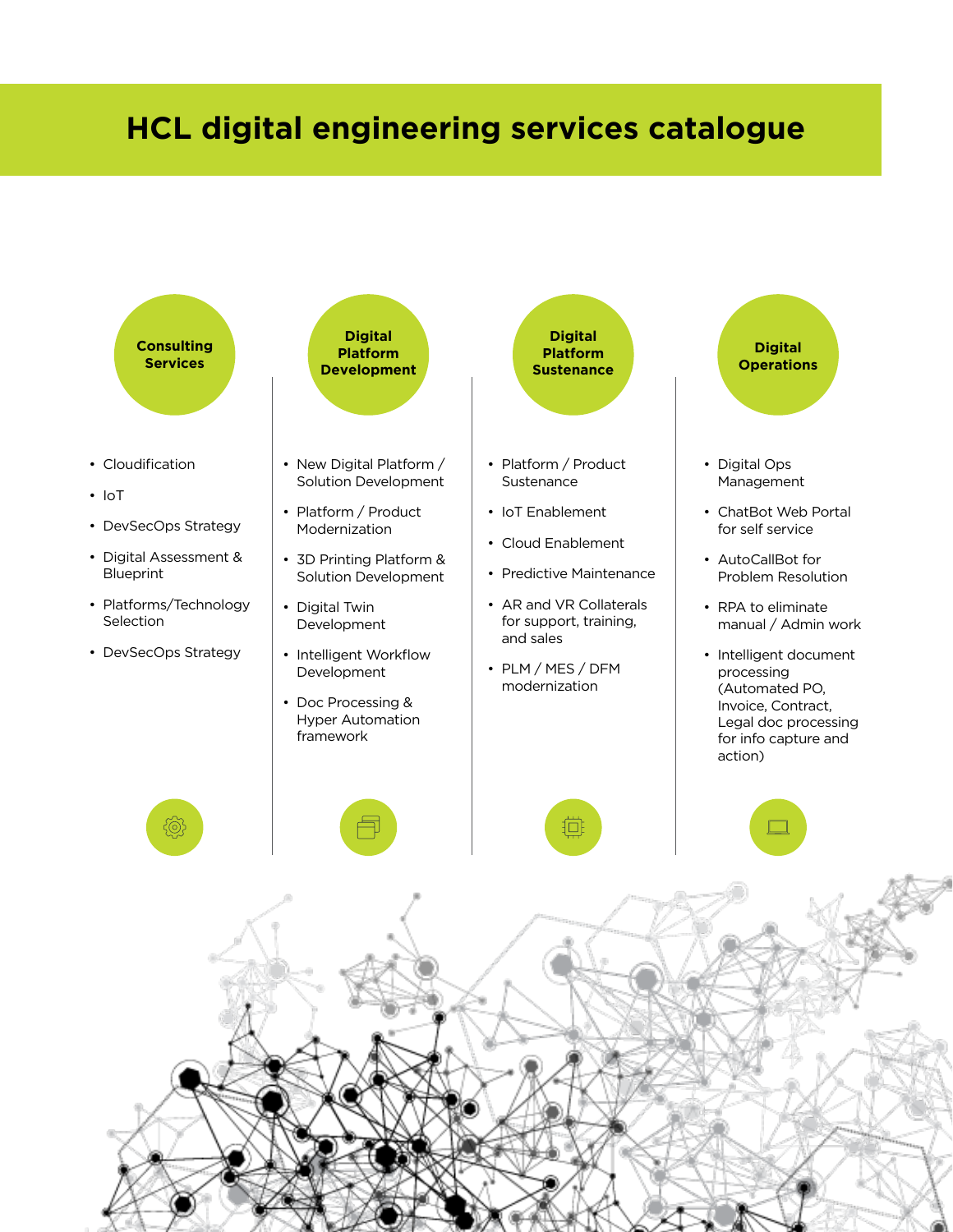# HCL digital engineering services catalogue

## Consulting Services

- Cloudification
- IoT
- DevSecOps Strategy
- Digital Assessment & Blueprint
- Platforms/Technology Selection
- DevSecOps Strategy

## Digital Platform Development

- New Digital Platform / Solution Development
- Platform / Product Modernization
- 3D Printing Platform & Solution Development
- Digital Twin Development
- Intelligent Workflow Development
- Doc Processing & Hyper Automation framework

## Digital Platform Sustenance

- Platform / Product Sustenance
- IoT Enablement
- Cloud Enablement
- Predictive Maintenance
- AR and VR Collaterals for support, training, and sales
- PLM / MES / DFM modernization

## Digital Operations

- Digital Ops Management
- ChatBot Web Portal for self service
- AutoCallBot for Problem Resolution
- RPA to eliminate manual / Admin work
- Intelligent document processing (Automated PO, Invoice, Contract, Legal doc processing for info capture and action)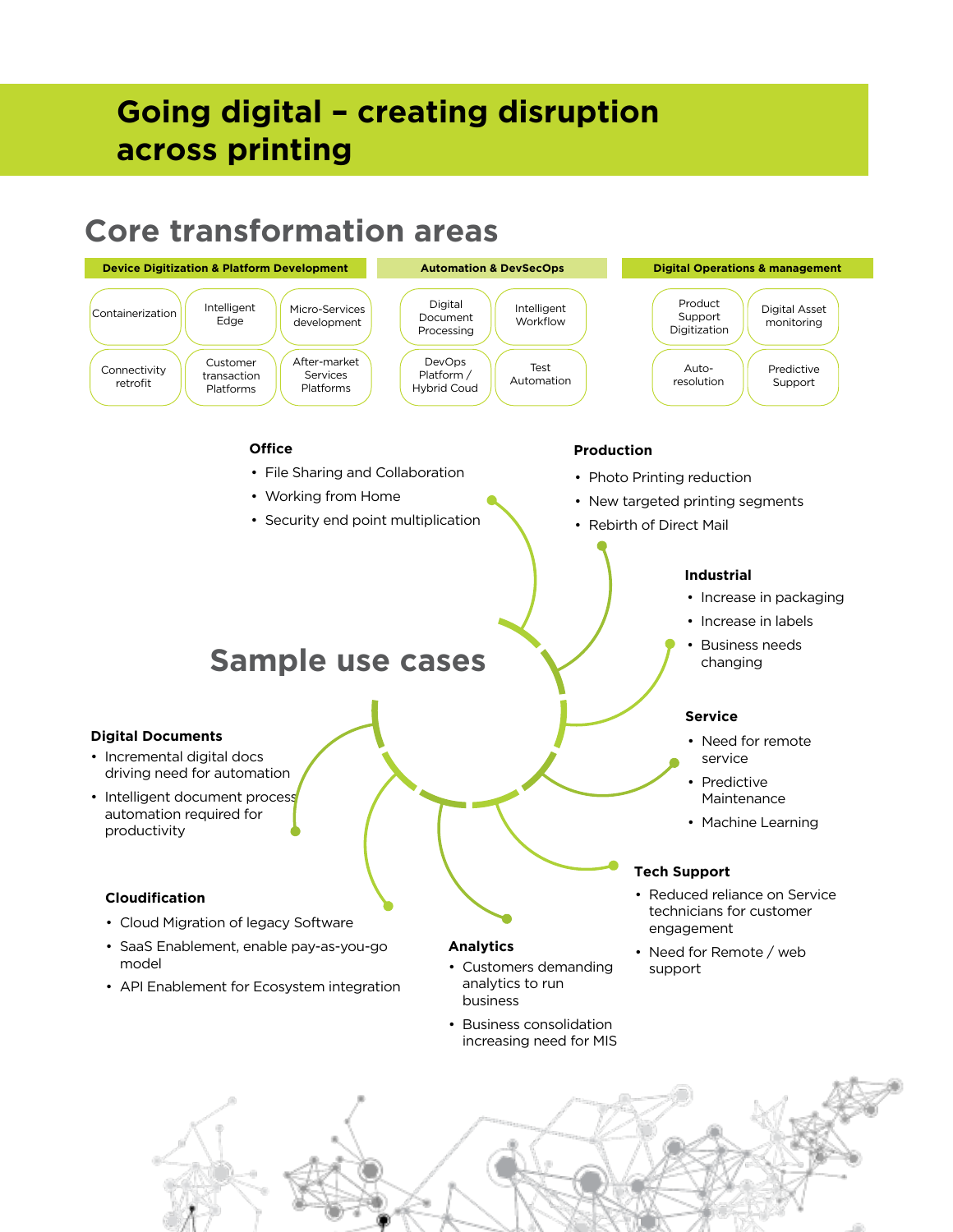# Going digital – creating disruption across printing

## Core transformation areas

### Device Digitization & Platform Development

- Containerization
- Intelligent Edge
- Micro-Services development
- Connectivity retrofit
- Customer transaction Platforms
- After-market Services Platforms

### Automation & DevSecOps

- Digital Document Processing
- Intelligent Workflow
- DevOps Platform / Hybrid Coud
- Test Automation

### Digital Operations & management

- Product Support Digitization
- Digital Asset monitoring
- Auto-resolution
- Predictive Support

## Sample use cases

**Office**

- File Sharing and Collaboration
- Working from Home
- Security end point multiplication

**Production**

- Photo Printing reduction
- New targeted printing segments
- Rebirth of Direct Mail

**Industrial**

- Increase in packaging
- Increase in labels
- Business needs changing

**Service**

- Need for remote service
- Predictive Maintenance
- Machine Learning

**Tech Support**

- Reduced reliance on Service technicians for customer engagement
- Need for Remote / web support

**Analytics**

- Customers demanding analytics to run business
- Business consolidation increasing need for MIS

**Cloudification**

- Cloud Migration of legacy Software
- SaaS Enablement, enable pay-as-you-go model
- API Enablement for Ecosystem integration

**Digital Documents**

- Incremental digital docs driving need for automation
- Intelligent document process automation required for productivity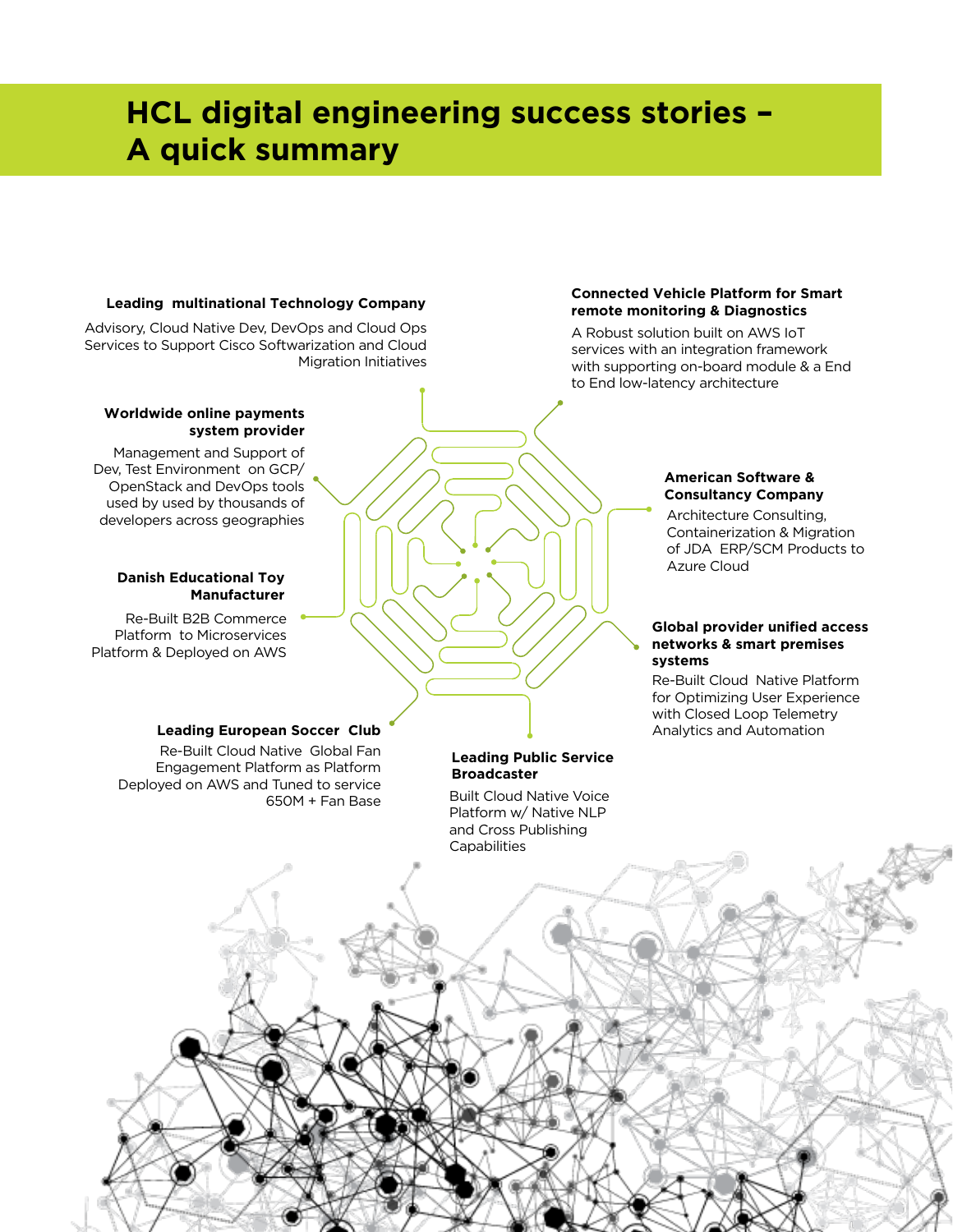# HCL digital engineering success stories – A quick summary

**Leading multinational Technology Company**

Advisory, Cloud Native Dev, DevOps and Cloud Ops Services to Support Cisco Softwarization and Cloud Migration Initiatives

**Connected Vehicle Platform for Smart remote monitoring & Diagnostics**

A Robust solution built on AWS IoT services with an integration framework with supporting on-board module & a End to End low-latency architecture

**Worldwide online payments system provider**

Management and Support of Dev, Test Environment on GCP/ OpenStack and DevOps tools used by used by thousands of developers across geographies

**American Software & Consultancy Company**

Architecture Consulting, Containerization & Migration of JDA ERP/SCM Products to Azure Cloud

**Danish Educational Toy Manufacturer**

Re-Built B2B Commerce Platform to Microservices Platform & Deployed on AWS

**Global provider unified access networks & smart premises systems**

Re-Built Cloud Native Platform for Optimizing User Experience with Closed Loop Telemetry Analytics and Automation

**Leading European Soccer Club**

Re-Built Cloud Native Global Fan Engagement Platform as Platform Deployed on AWS and Tuned to service 650M + Fan Base

**Leading Public Service Broadcaster**

Built Cloud Native Voice Platform w/ Native NLP and Cross Publishing Capabilities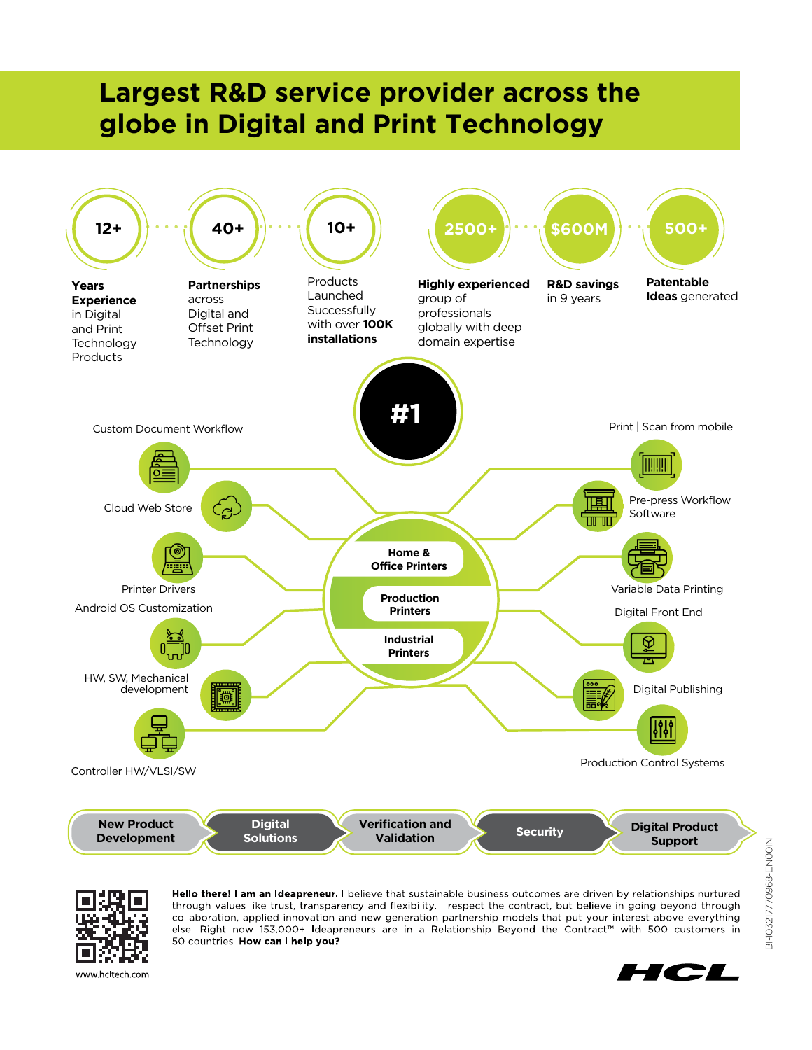# Largest R&D service provider across the globe in Digital and Print Technology

**12+**
**Years Experience** in Digital and Print Technology Products

**40+**
**Partnerships** across Digital and Offset Print Technology

**10+**
Products Launched Successfully with over **100K installations**

**2500+**
**Highly experienced** group of professionals globally with deep domain expertise

**$600M**
**R&D savings** in 9 years

**500+**
**Patentable Ideas** generated

**#1**

Custom Document Workflow

Cloud Web Store

Printer Drivers

Android OS Customization

HW, SW, Mechanical development

Controller HW/VLSI/SW

**Home & Office Printers**

**Production Printers**

**Industrial Printers**

Print | Scan from mobile

Pre-press Workflow Software

Variable Data Printing

Digital Front End

Digital Publishing

Production Control Systems

**New Product Development** → **Digital Solutions** → **Verification and Validation** → **Security** → **Digital Product Support**

www.hcltech.com

**Hello there! I am an Ideapreneur.** I believe that sustainable business outcomes are driven by relationships nurtured through values like trust, transparency and flexibility. I respect the contract, but believe in going beyond through collaboration, applied innovation and new generation partnership models that put your interest above everything else. Right now 153,000+ Ideapreneurs are in a Relationship Beyond the Contract™ with 500 customers in 50 countries. **How can I help you?**

HCL

BI-10321770968-EN00IN